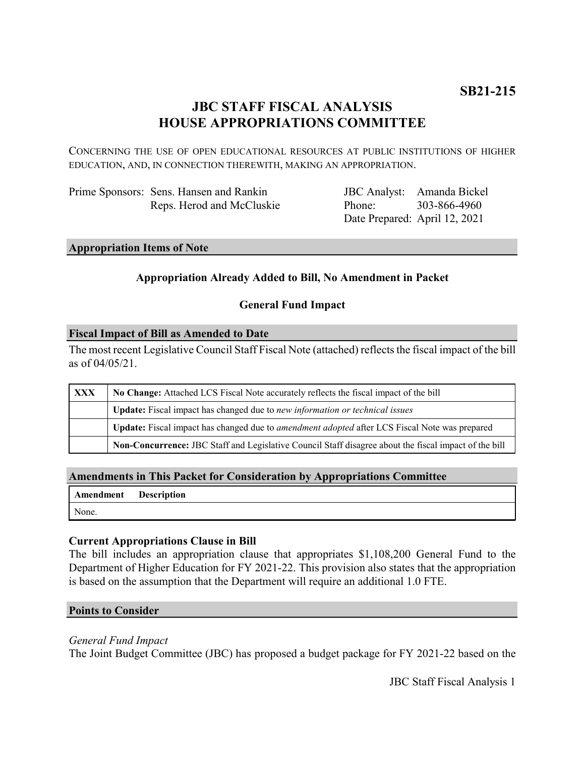**SB21-215**

# JBC STAFF FISCAL ANALYSIS
# HOUSE APPROPRIATIONS COMMITTEE

CONCERNING THE USE OF OPEN EDUCATIONAL RESOURCES AT PUBLIC INSTITUTIONS OF HIGHER EDUCATION, AND, IN CONNECTION THEREWITH, MAKING AN APPROPRIATION.

Prime Sponsors: Sens. Hansen and Rankin
Reps. Herod and McCluskie

JBC Analyst: Amanda Bickel
Phone: 303-866-4960
Date Prepared: April 12, 2021

## Appropriation Items of Note

**Appropriation Already Added to Bill, No Amendment in Packet**

**General Fund Impact**

## Fiscal Impact of Bill as Amended to Date

The most recent Legislative Council Staff Fiscal Note (attached) reflects the fiscal impact of the bill as of 04/05/21.

| | |
|---|---|
| **XXX** | **No Change:** Attached LCS Fiscal Note accurately reflects the fiscal impact of the bill |
| | **Update:** Fiscal impact has changed due to *new information or technical issues* |
| | **Update:** Fiscal impact has changed due to *amendment adopted* after LCS Fiscal Note was prepared |
| | **Non-Concurrence:** JBC Staff and Legislative Council Staff disagree about the fiscal impact of the bill |

## Amendments in This Packet for Consideration by Appropriations Committee

| Amendment | Description |
|---|---|
| None. | |

### Current Appropriations Clause in Bill

The bill includes an appropriation clause that appropriates $1,108,200 General Fund to the Department of Higher Education for FY 2021-22. This provision also states that the appropriation is based on the assumption that the Department will require an additional 1.0 FTE.

## Points to Consider

*General Fund Impact*

The Joint Budget Committee (JBC) has proposed a budget package for FY 2021-22 based on the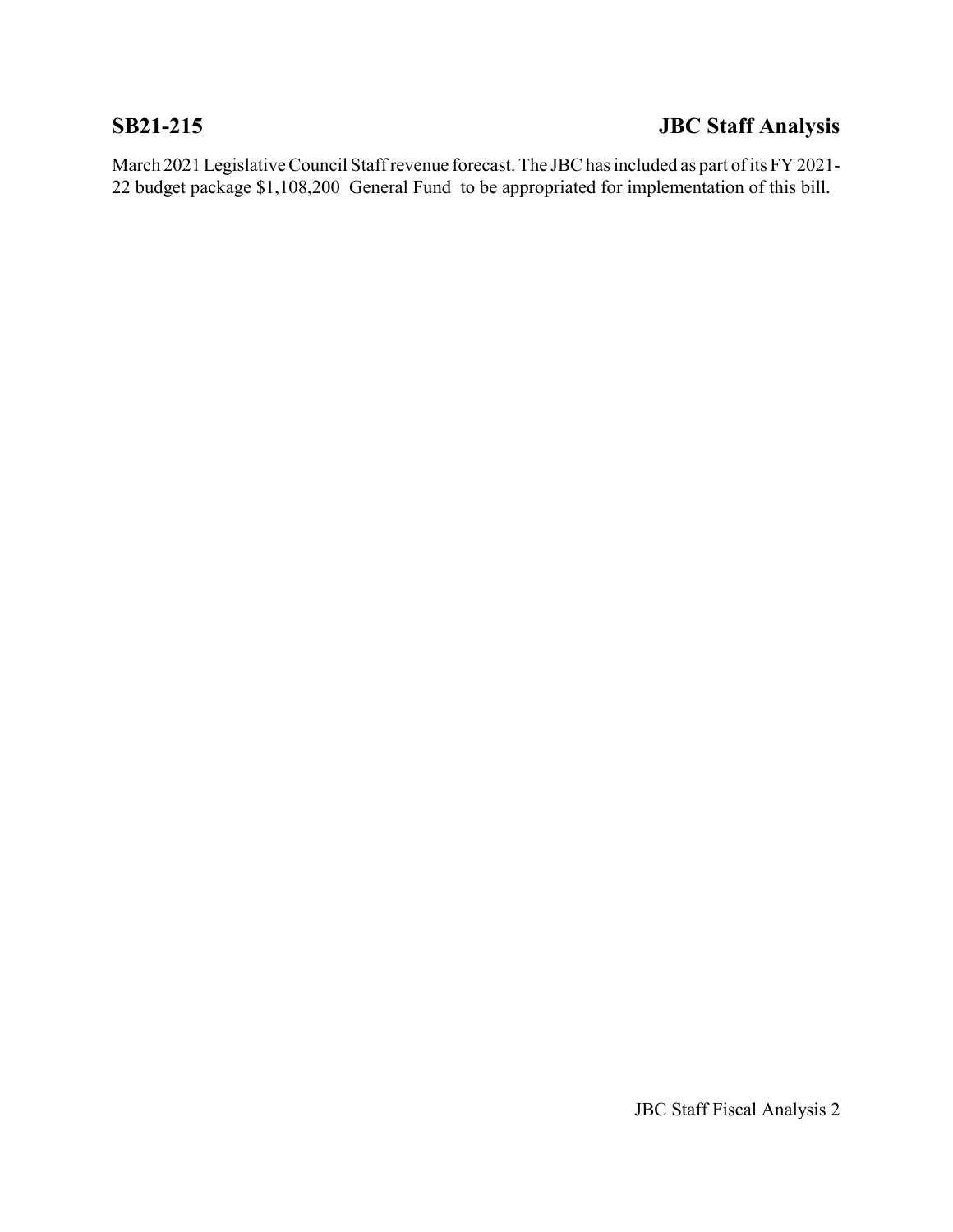March 2021 Legislative Council Staff revenue forecast. The JBC has included as part of its FY 2021-22 budget package $1,108,200 General Fund to be appropriated for implementation of this bill.